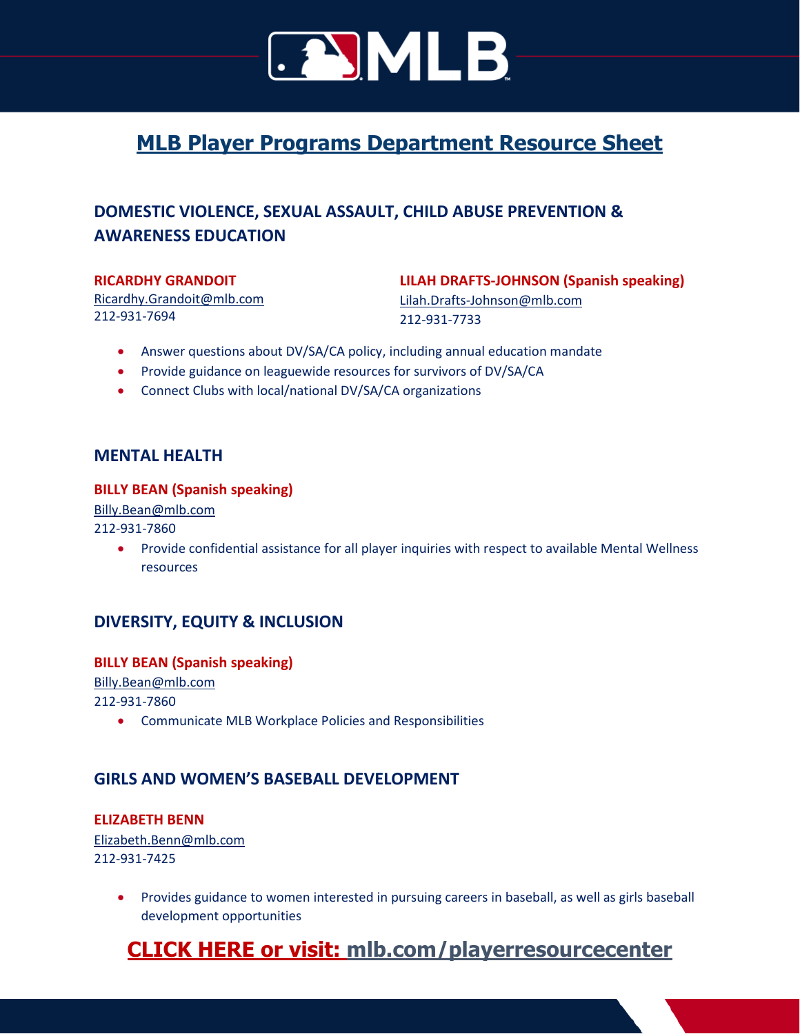# MLB Player Programs Department Resource Sheet

## DOMESTIC VIOLENCE, SEXUAL ASSAULT, CHILD ABUSE PREVENTION & AWARENESS EDUCATION

**RICARDHY GRANDOIT**
Ricardhy.Grandoit@mlb.com
212-931-7694

**LILAH DRAFTS-JOHNSON (Spanish speaking)**
Lilah.Drafts-Johnson@mlb.com
212-931-7733

- Answer questions about DV/SA/CA policy, including annual education mandate
- Provide guidance on leaguewide resources for survivors of DV/SA/CA
- Connect Clubs with local/national DV/SA/CA organizations

## MENTAL HEALTH

**BILLY BEAN (Spanish speaking)**
Billy.Bean@mlb.com
212-931-7860

- Provide confidential assistance for all player inquiries with respect to available Mental Wellness resources

## DIVERSITY, EQUITY & INCLUSION

**BILLY BEAN (Spanish speaking)**
Billy.Bean@mlb.com
212-931-7860

- Communicate MLB Workplace Policies and Responsibilities

## GIRLS AND WOMEN'S BASEBALL DEVELOPMENT

**ELIZABETH BENN**
Elizabeth.Benn@mlb.com
212-931-7425

- Provides guidance to women interested in pursuing careers in baseball, as well as girls baseball development opportunities

## CLICK HERE or visit: mlb.com/playerresourcecenter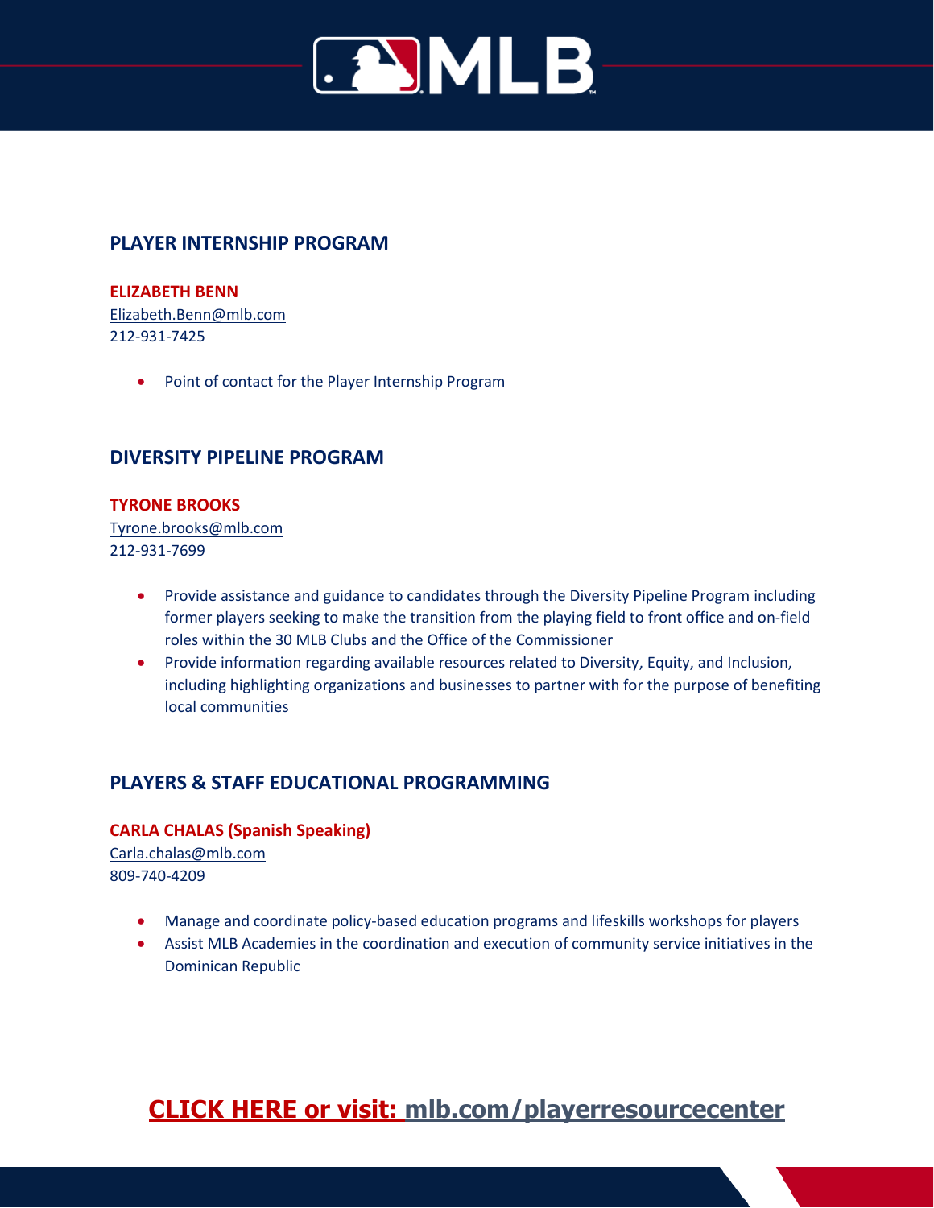## PLAYER INTERNSHIP PROGRAM

**ELIZABETH BENN**
Elizabeth.Benn@mlb.com
212-931-7425

- Point of contact for the Player Internship Program

## DIVERSITY PIPELINE PROGRAM

**TYRONE BROOKS**
Tyrone.brooks@mlb.com
212-931-7699

- Provide assistance and guidance to candidates through the Diversity Pipeline Program including former players seeking to make the transition from the playing field to front office and on-field roles within the 30 MLB Clubs and the Office of the Commissioner
- Provide information regarding available resources related to Diversity, Equity, and Inclusion, including highlighting organizations and businesses to partner with for the purpose of benefiting local communities

## PLAYERS & STAFF EDUCATIONAL PROGRAMMING

**CARLA CHALAS (Spanish Speaking)**
Carla.chalas@mlb.com
809-740-4209

- Manage and coordinate policy-based education programs and lifeskills workshops for players
- Assist MLB Academies in the coordination and execution of community service initiatives in the Dominican Republic

**CLICK HERE or visit: mlb.com/playerresourcecenter**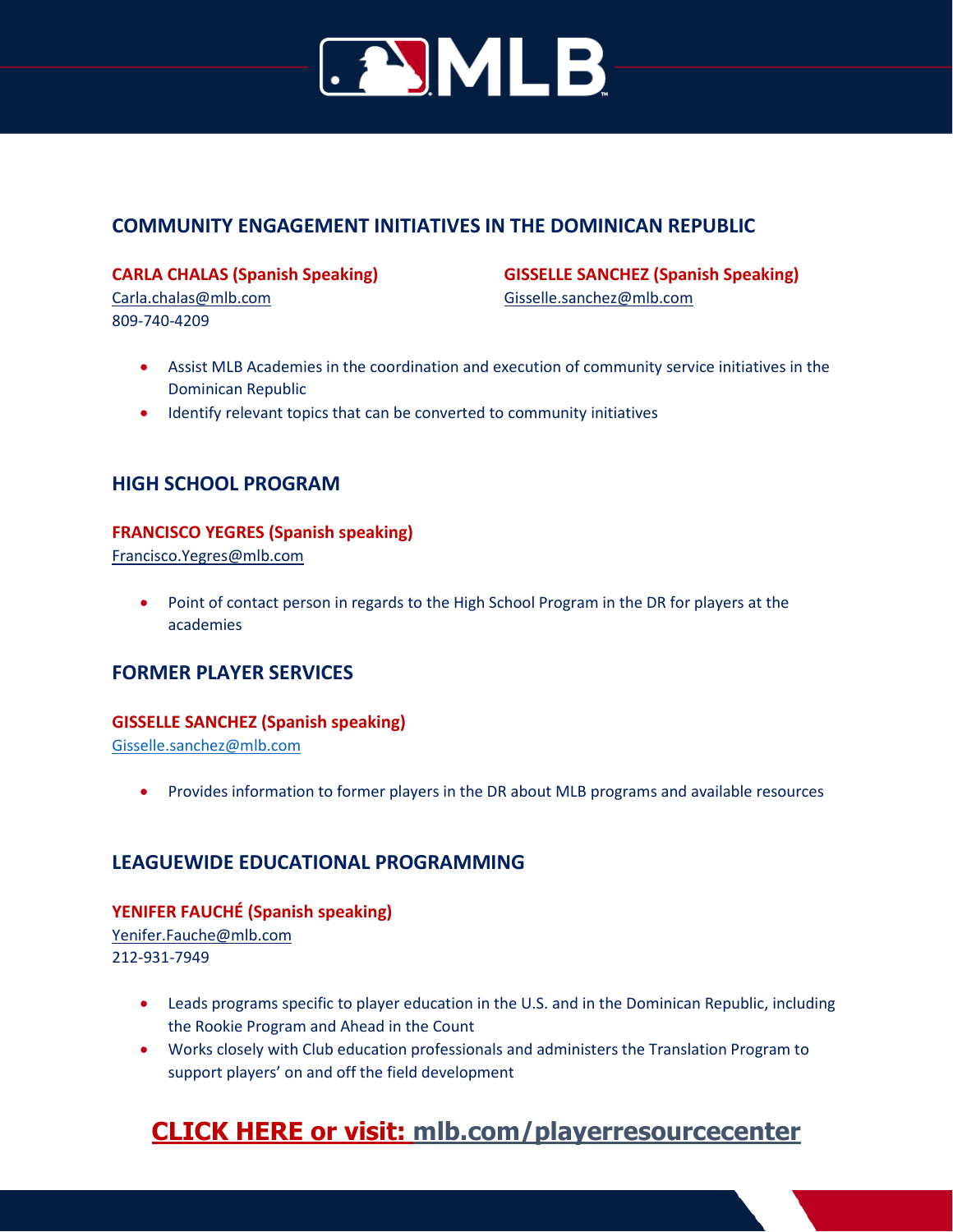## COMMUNITY ENGAGEMENT INITIATIVES IN THE DOMINICAN REPUBLIC

**CARLA CHALAS (Spanish Speaking)**
Carla.chalas@mlb.com
809-740-4209

**GISSELLE SANCHEZ (Spanish Speaking)**
Gisselle.sanchez@mlb.com

- Assist MLB Academies in the coordination and execution of community service initiatives in the Dominican Republic
- Identify relevant topics that can be converted to community initiatives

## HIGH SCHOOL PROGRAM

**FRANCISCO YEGRES (Spanish speaking)**
Francisco.Yegres@mlb.com

- Point of contact person in regards to the High School Program in the DR for players at the academies

## FORMER PLAYER SERVICES

**GISSELLE SANCHEZ (Spanish speaking)**
Gisselle.sanchez@mlb.com

- Provides information to former players in the DR about MLB programs and available resources

## LEAGUEWIDE EDUCATIONAL PROGRAMMING

**YENIFER FAUCHÉ (Spanish speaking)**
Yenifer.Fauche@mlb.com
212-931-7949

- Leads programs specific to player education in the U.S. and in the Dominican Republic, including the Rookie Program and Ahead in the Count
- Works closely with Club education professionals and administers the Translation Program to support players' on and off the field development

**CLICK HERE or visit: mlb.com/playerresourcecenter**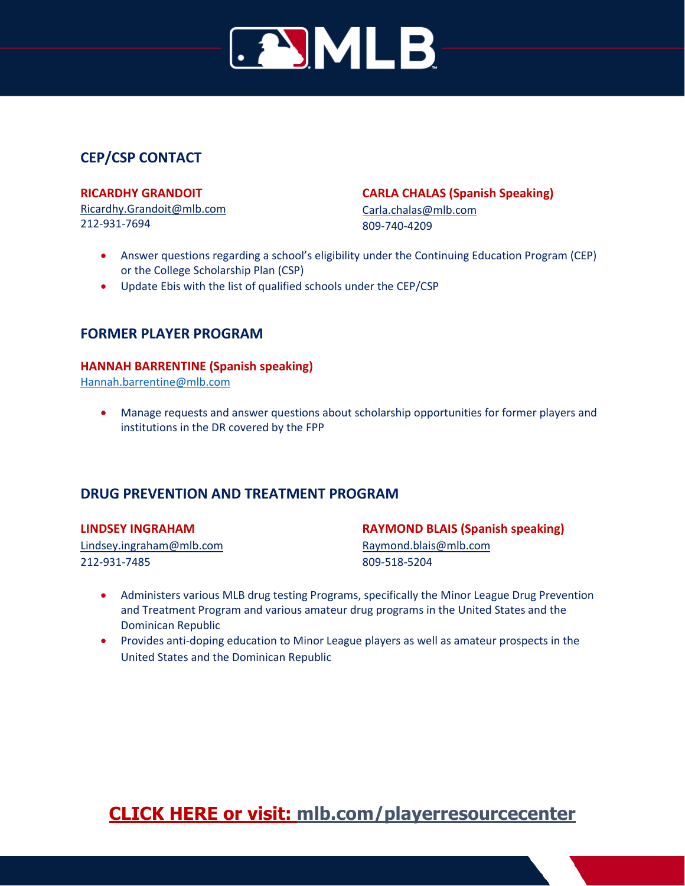## CEP/CSP CONTACT

**RICARDHY GRANDOIT**
Ricardhy.Grandoit@mlb.com
212-931-7694

**CARLA CHALAS (Spanish Speaking)**
Carla.chalas@mlb.com
809-740-4209

- Answer questions regarding a school's eligibility under the Continuing Education Program (CEP) or the College Scholarship Plan (CSP)
- Update Ebis with the list of qualified schools under the CEP/CSP

## FORMER PLAYER PROGRAM

**HANNAH BARRENTINE (Spanish speaking)**
Hannah.barrentine@mlb.com

- Manage requests and answer questions about scholarship opportunities for former players and institutions in the DR covered by the FPP

## DRUG PREVENTION AND TREATMENT PROGRAM

**LINDSEY INGRAHAM**
Lindsey.ingraham@mlb.com
212-931-7485

**RAYMOND BLAIS (Spanish speaking)**
Raymond.blais@mlb.com
809-518-5204

- Administers various MLB drug testing Programs, specifically the Minor League Drug Prevention and Treatment Program and various amateur drug programs in the United States and the Dominican Republic
- Provides anti-doping education to Minor League players as well as amateur prospects in the United States and the Dominican Republic

**CLICK HERE or visit: mlb.com/playerresourcecenter**